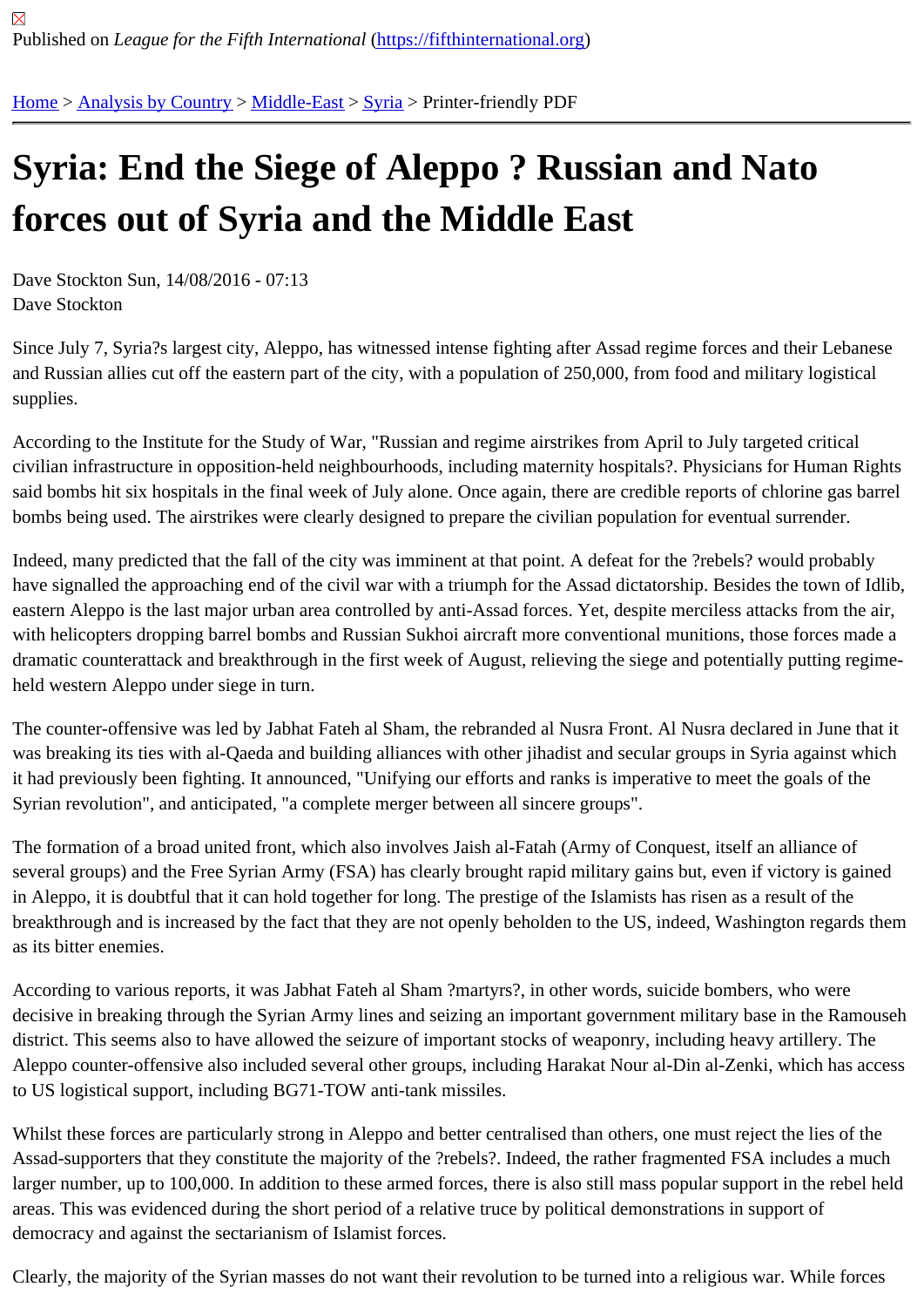Published on *League for the Fifth International* (https://fifthinternational.org)

Home > Analysis by Country > Middle-East > Syria > Printer-friendly PDF

# Syria: End the Siege of Aleppo ? Russian and Nato forces out of Syria and the Middle East

Dave Stockton Sun, 14/08/2016 - 07:13
Dave Stockton

Since July 7, Syria?s largest city, Aleppo, has witnessed intense fighting after Assad regime forces and their Lebanese and Russian allies cut off the eastern part of the city, with a population of 250,000, from food and military logistical supplies.

According to the Institute for the Study of War, "Russian and regime airstrikes from April to July targeted critical civilian infrastructure in opposition-held neighbourhoods, including maternity hospitals?. Physicians for Human Rights said bombs hit six hospitals in the final week of July alone. Once again, there are credible reports of chlorine gas barrel bombs being used. The airstrikes were clearly designed to prepare the civilian population for eventual surrender.

Indeed, many predicted that the fall of the city was imminent at that point. A defeat for the ?rebels? would probably have signalled the approaching end of the civil war with a triumph for the Assad dictatorship. Besides the town of Idlib, eastern Aleppo is the last major urban area controlled by anti-Assad forces. Yet, despite merciless attacks from the air, with helicopters dropping barrel bombs and Russian Sukhoi aircraft more conventional munitions, those forces made a dramatic counterattack and breakthrough in the first week of August, relieving the siege and potentially putting regime-held western Aleppo under siege in turn.

The counter-offensive was led by Jabhat Fateh al Sham, the rebranded al Nusra Front. Al Nusra declared in June that it was breaking its ties with al-Qaeda and building alliances with other jihadist and secular groups in Syria against which it had previously been fighting. It announced, "Unifying our efforts and ranks is imperative to meet the goals of the Syrian revolution", and anticipated, "a complete merger between all sincere groups".

The formation of a broad united front, which also involves Jaish al-Fatah (Army of Conquest, itself an alliance of several groups) and the Free Syrian Army (FSA) has clearly brought rapid military gains but, even if victory is gained in Aleppo, it is doubtful that it can hold together for long. The prestige of the Islamists has risen as a result of the breakthrough and is increased by the fact that they are not openly beholden to the US, indeed, Washington regards them as its bitter enemies.

According to various reports, it was Jabhat Fateh al Sham ?martyrs?, in other words, suicide bombers, who were decisive in breaking through the Syrian Army lines and seizing an important government military base in the Ramouseh district. This seems also to have allowed the seizure of important stocks of weaponry, including heavy artillery. The Aleppo counter-offensive also included several other groups, including Harakat Nour al-Din al-Zenki, which has access to US logistical support, including BG71-TOW anti-tank missiles.

Whilst these forces are particularly strong in Aleppo and better centralised than others, one must reject the lies of the Assad-supporters that they constitute the majority of the ?rebels?. Indeed, the rather fragmented FSA includes a much larger number, up to 100,000. In addition to these armed forces, there is also still mass popular support in the rebel held areas. This was evidenced during the short period of a relative truce by political demonstrations in support of democracy and against the sectarianism of Islamist forces.

Clearly, the majority of the Syrian masses do not want their revolution to be turned into a religious war. While forces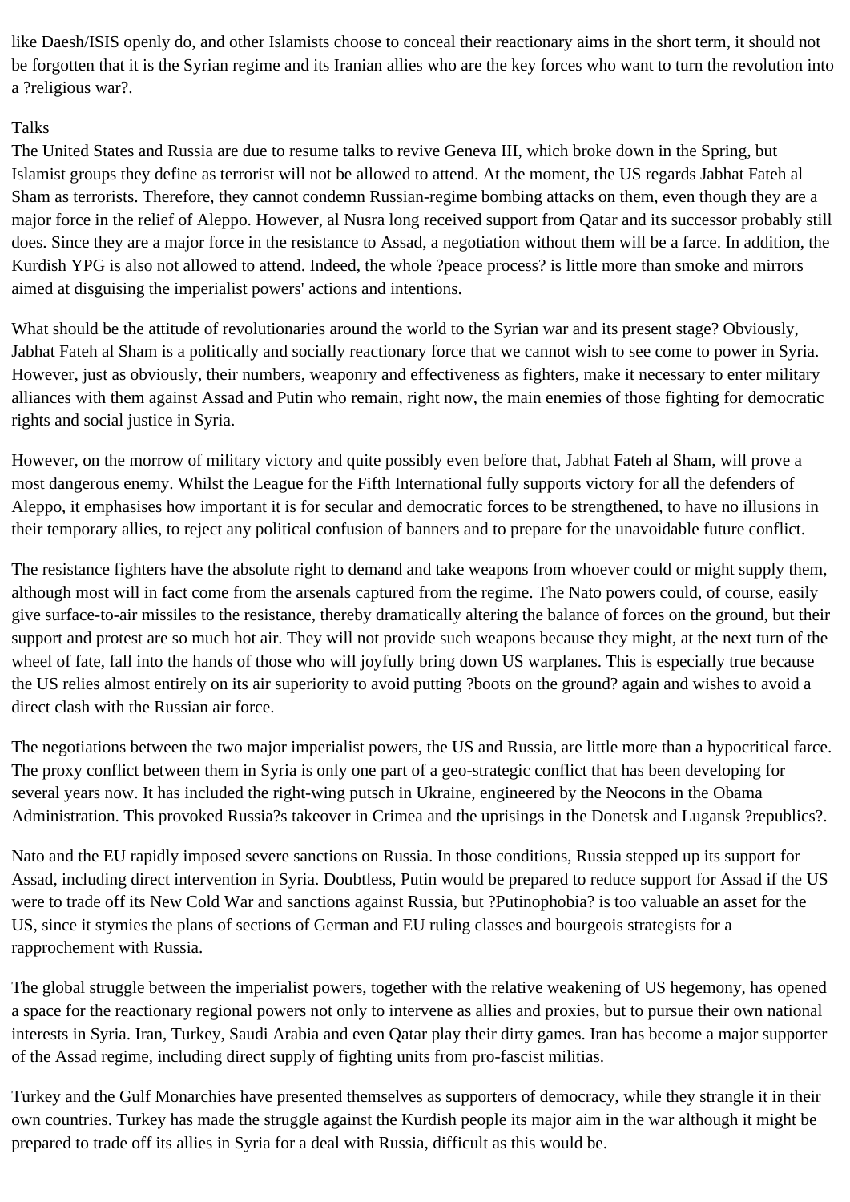like Daesh/ISIS openly do, and other Islamists choose to conceal their reactionary aims in the short term, it should not be forgotten that it is the Syrian regime and its Iranian allies who are the key forces who want to turn the revolution into a ?religious war?.

## Talks

The United States and Russia are due to resume talks to revive Geneva III, which broke down in the Spring, but Islamist groups they define as terrorist will not be allowed to attend. At the moment, the US regards Jabhat Fateh al Sham as terrorists. Therefore, they cannot condemn Russian-regime bombing attacks on them, even though they are a major force in the relief of Aleppo. However, al Nusra long received support from Qatar and its successor probably still does. Since they are a major force in the resistance to Assad, a negotiation without them will be a farce. In addition, the Kurdish YPG is also not allowed to attend. Indeed, the whole ?peace process? is little more than smoke and mirrors aimed at disguising the imperialist powers' actions and intentions.

What should be the attitude of revolutionaries around the world to the Syrian war and its present stage? Obviously, Jabhat Fateh al Sham is a politically and socially reactionary force that we cannot wish to see come to power in Syria. However, just as obviously, their numbers, weaponry and effectiveness as fighters, make it necessary to enter military alliances with them against Assad and Putin who remain, right now, the main enemies of those fighting for democratic rights and social justice in Syria.

However, on the morrow of military victory and quite possibly even before that, Jabhat Fateh al Sham, will prove a most dangerous enemy. Whilst the League for the Fifth International fully supports victory for all the defenders of Aleppo, it emphasises how important it is for secular and democratic forces to be strengthened, to have no illusions in their temporary allies, to reject any political confusion of banners and to prepare for the unavoidable future conflict.

The resistance fighters have the absolute right to demand and take weapons from whoever could or might supply them, although most will in fact come from the arsenals captured from the regime. The Nato powers could, of course, easily give surface-to-air missiles to the resistance, thereby dramatically altering the balance of forces on the ground, but their support and protest are so much hot air. They will not provide such weapons because they might, at the next turn of the wheel of fate, fall into the hands of those who will joyfully bring down US warplanes. This is especially true because the US relies almost entirely on its air superiority to avoid putting ?boots on the ground? again and wishes to avoid a direct clash with the Russian air force.

The negotiations between the two major imperialist powers, the US and Russia, are little more than a hypocritical farce. The proxy conflict between them in Syria is only one part of a geo-strategic conflict that has been developing for several years now. It has included the right-wing putsch in Ukraine, engineered by the Neocons in the Obama Administration. This provoked Russia?s takeover in Crimea and the uprisings in the Donetsk and Lugansk ?republics?.

Nato and the EU rapidly imposed severe sanctions on Russia. In those conditions, Russia stepped up its support for Assad, including direct intervention in Syria. Doubtless, Putin would be prepared to reduce support for Assad if the US were to trade off its New Cold War and sanctions against Russia, but ?Putinophobia? is too valuable an asset for the US, since it stymies the plans of sections of German and EU ruling classes and bourgeois strategists for a rapprochement with Russia.

The global struggle between the imperialist powers, together with the relative weakening of US hegemony, has opened a space for the reactionary regional powers not only to intervene as allies and proxies, but to pursue their own national interests in Syria. Iran, Turkey, Saudi Arabia and even Qatar play their dirty games. Iran has become a major supporter of the Assad regime, including direct supply of fighting units from pro-fascist militias.

Turkey and the Gulf Monarchies have presented themselves as supporters of democracy, while they strangle it in their own countries. Turkey has made the struggle against the Kurdish people its major aim in the war although it might be prepared to trade off its allies in Syria for a deal with Russia, difficult as this would be.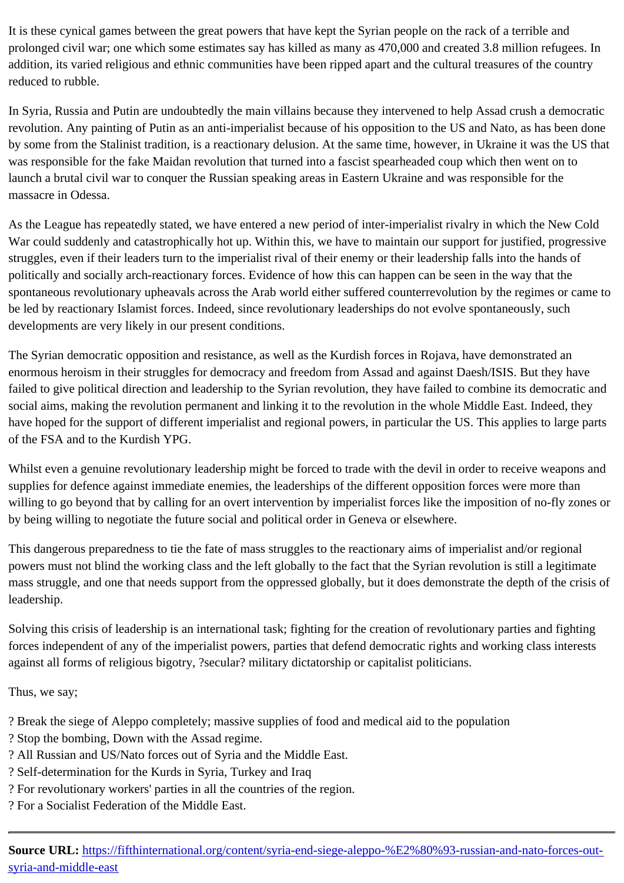It is these cynical games between the great powers that have kept the Syrian people on the rack of a terrible and prolonged civil war; one which some estimates say has killed as many as 470,000 and created 3.8 million refugees. In addition, its varied religious and ethnic communities have been ripped apart and the cultural treasures of the country reduced to rubble.

In Syria, Russia and Putin are undoubtedly the main villains because they intervened to help Assad crush a democratic revolution. Any painting of Putin as an anti-imperialist because of his opposition to the US and Nato, as has been done by some from the Stalinist tradition, is a reactionary delusion. At the same time, however, in Ukraine it was the US that was responsible for the fake Maidan revolution that turned into a fascist spearheaded coup which then went on to launch a brutal civil war to conquer the Russian speaking areas in Eastern Ukraine and was responsible for the massacre in Odessa.

As the League has repeatedly stated, we have entered a new period of inter-imperialist rivalry in which the New Cold War could suddenly and catastrophically hot up. Within this, we have to maintain our support for justified, progressive struggles, even if their leaders turn to the imperialist rival of their enemy or their leadership falls into the hands of politically and socially arch-reactionary forces. Evidence of how this can happen can be seen in the way that the spontaneous revolutionary upheavals across the Arab world either suffered counterrevolution by the regimes or came to be led by reactionary Islamist forces. Indeed, since revolutionary leaderships do not evolve spontaneously, such developments are very likely in our present conditions.

The Syrian democratic opposition and resistance, as well as the Kurdish forces in Rojava, have demonstrated an enormous heroism in their struggles for democracy and freedom from Assad and against Daesh/ISIS. But they have failed to give political direction and leadership to the Syrian revolution, they have failed to combine its democratic and social aims, making the revolution permanent and linking it to the revolution in the whole Middle East. Indeed, they have hoped for the support of different imperialist and regional powers, in particular the US. This applies to large parts of the FSA and to the Kurdish YPG.

Whilst even a genuine revolutionary leadership might be forced to trade with the devil in order to receive weapons and supplies for defence against immediate enemies, the leaderships of the different opposition forces were more than willing to go beyond that by calling for an overt intervention by imperialist forces like the imposition of no-fly zones or by being willing to negotiate the future social and political order in Geneva or elsewhere.

This dangerous preparedness to tie the fate of mass struggles to the reactionary aims of imperialist and/or regional powers must not blind the working class and the left globally to the fact that the Syrian revolution is still a legitimate mass struggle, and one that needs support from the oppressed globally, but it does demonstrate the depth of the crisis of leadership.

Solving this crisis of leadership is an international task; fighting for the creation of revolutionary parties and fighting forces independent of any of the imperialist powers, parties that defend democratic rights and working class interests against all forms of religious bigotry, ?secular? military dictatorship or capitalist politicians.

Thus, we say;

? Break the siege of Aleppo completely; massive supplies of food and medical aid to the population
? Stop the bombing, Down with the Assad regime.
? All Russian and US/Nato forces out of Syria and the Middle East.
? Self-determination for the Kurds in Syria, Turkey and Iraq
? For revolutionary workers' parties in all the countries of the region.
? For a Socialist Federation of the Middle East.

---

**Source URL:** https://fifthinternational.org/content/syria-end-siege-aleppo-%E2%80%93-russian-and-nato-forces-out-syria-and-middle-east